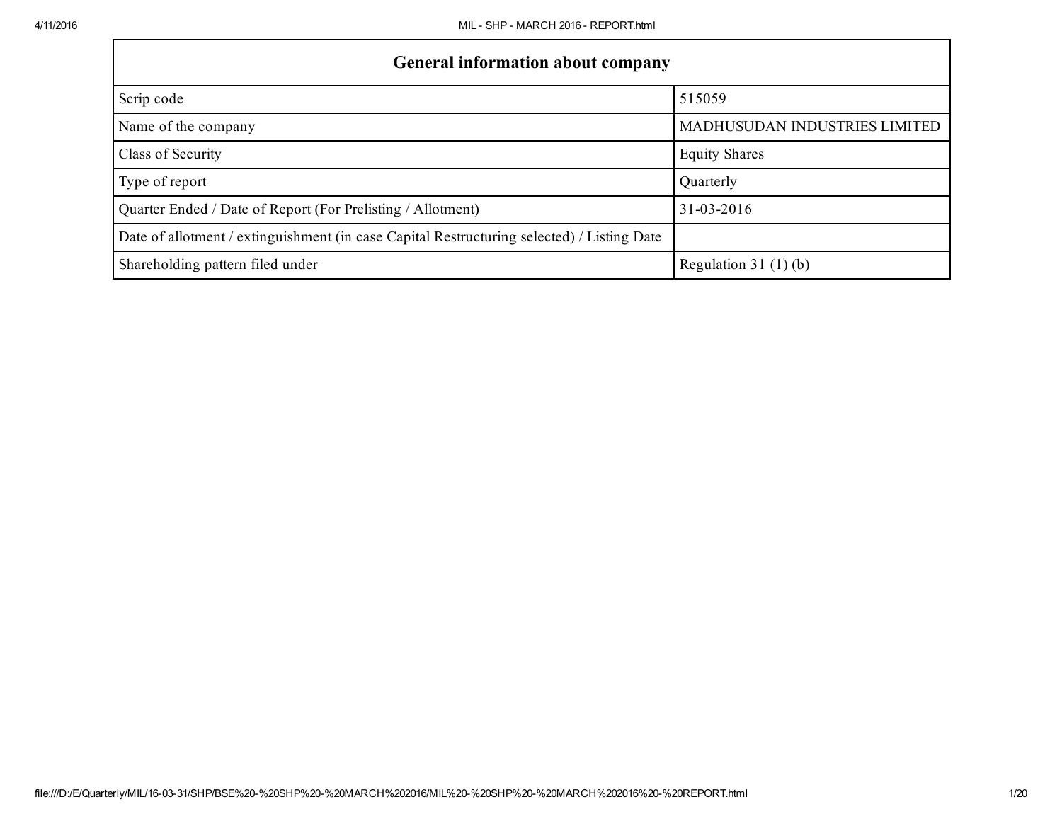| General information about company | |
|---|---|
| Scrip code | 515059 |
| Name of the company | MADHUSUDAN INDUSTRIES LIMITED |
| Class of Security | Equity Shares |
| Type of report | Quarterly |
| Quarter Ended / Date of Report (For Prelisting / Allotment) | 31-03-2016 |
| Date of allotment / extinguishment (in case Capital Restructuring selected) / Listing Date | |
| Shareholding pattern filed under | Regulation 31 (1) (b) |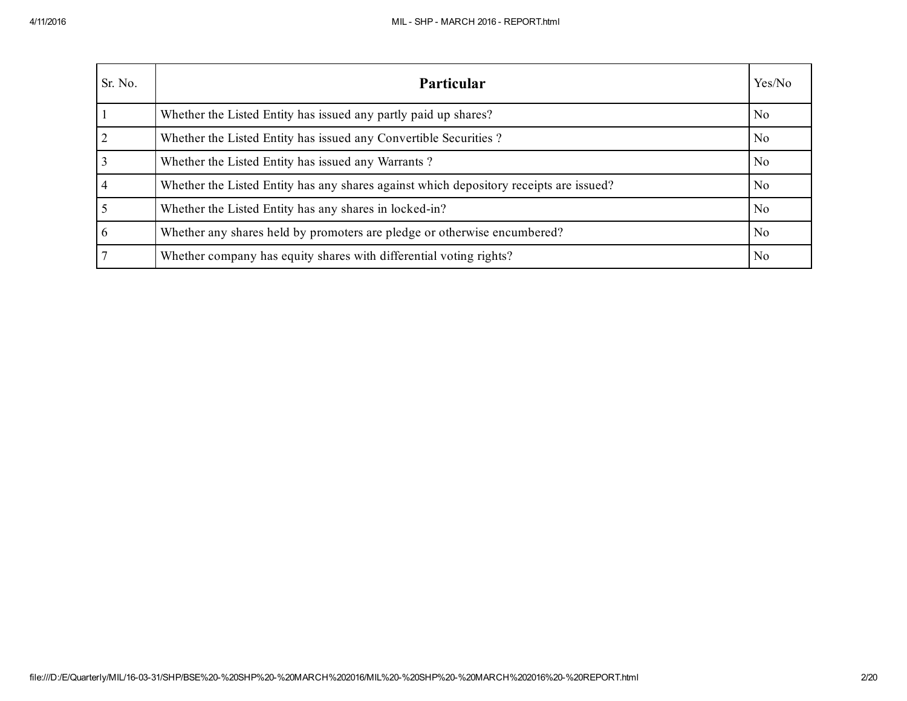| Sr. No. | **Particular** | Yes/No |
|---|---|---|
| 1 | Whether the Listed Entity has issued any partly paid up shares? | No |
| 2 | Whether the Listed Entity has issued any Convertible Securities ? | No |
| 3 | Whether the Listed Entity has issued any Warrants ? | No |
| 4 | Whether the Listed Entity has any shares against which depository receipts are issued? | No |
| 5 | Whether the Listed Entity has any shares in locked-in? | No |
| 6 | Whether any shares held by promoters are pledge or otherwise encumbered? | No |
| 7 | Whether company has equity shares with differential voting rights? | No |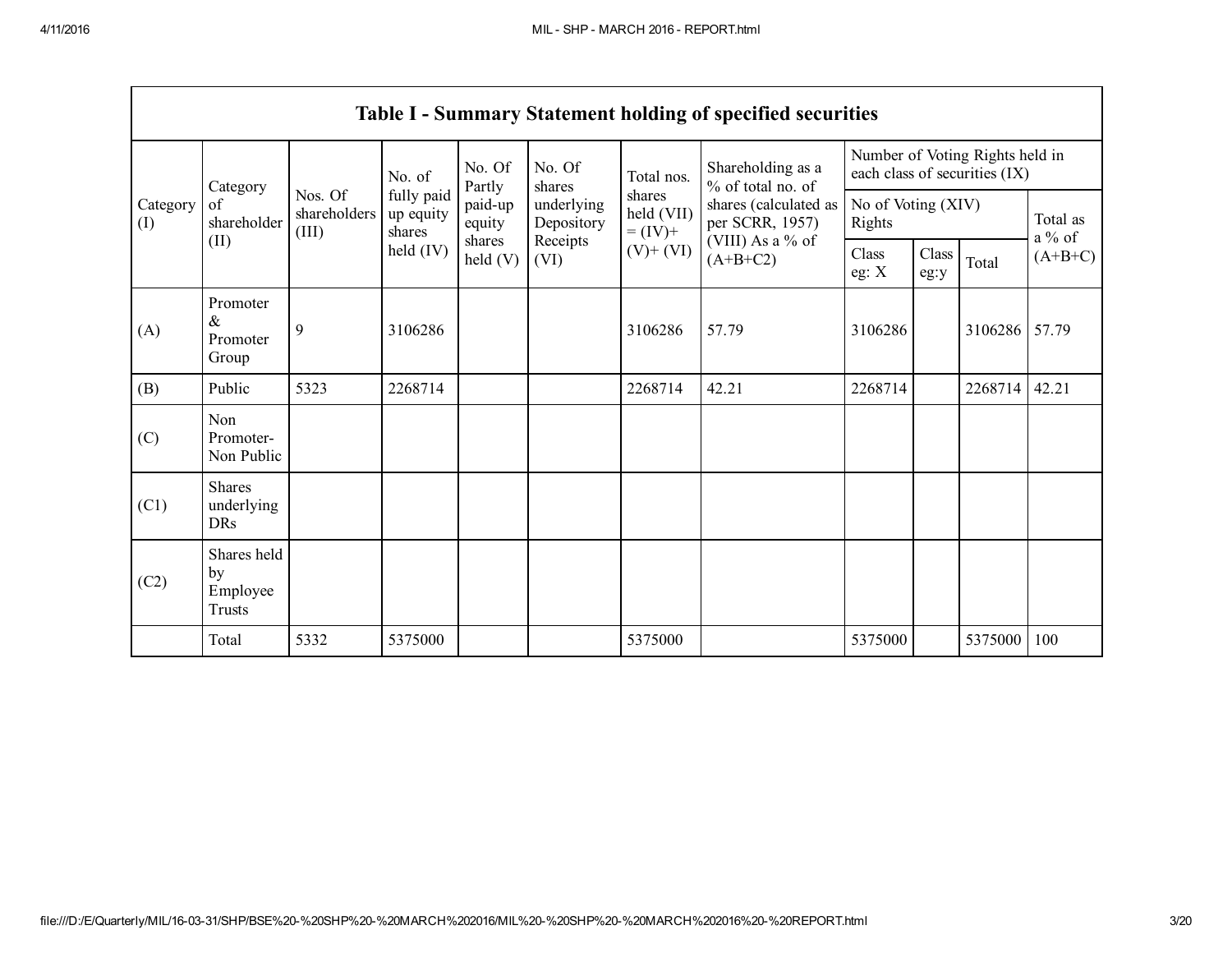## Table I - Summary Statement holding of specified securities

| Category (I) | Category of shareholder (II) | Nos. Of shareholders (III) | No. of fully paid up equity shares held (IV) | No. Of Partly paid-up equity shares held (V) | No. Of shares underlying Depository Receipts (VI) | Total nos. shares held (VII) = (IV)+ (V)+ (VI) | Shareholding as a % of total no. of shares (calculated as per SCRR, 1957) (VIII) As a % of (A+B+C2) | Number of Voting Rights held in each class of securities (IX) | | | |
|---|---|---|---|---|---|---|---|---|---|---|---|
| | | | | | | | | No of Voting (XIV) Rights | | | Total as a % of (A+B+C) |
| | | | | | | | | Class eg: X | Class eg:y | Total | |
| (A) | Promoter & Promoter Group | 9 | 3106286 | | | 3106286 | 57.79 | 3106286 | | 3106286 | 57.79 |
| (B) | Public | 5323 | 2268714 | | | 2268714 | 42.21 | 2268714 | | 2268714 | 42.21 |
| (C) | Non Promoter- Non Public | | | | | | | | | | |
| (C1) | Shares underlying DRs | | | | | | | | | | |
| (C2) | Shares held by Employee Trusts | | | | | | | | | | |
| | Total | 5332 | 5375000 | | | 5375000 | | 5375000 | | 5375000 | 100 |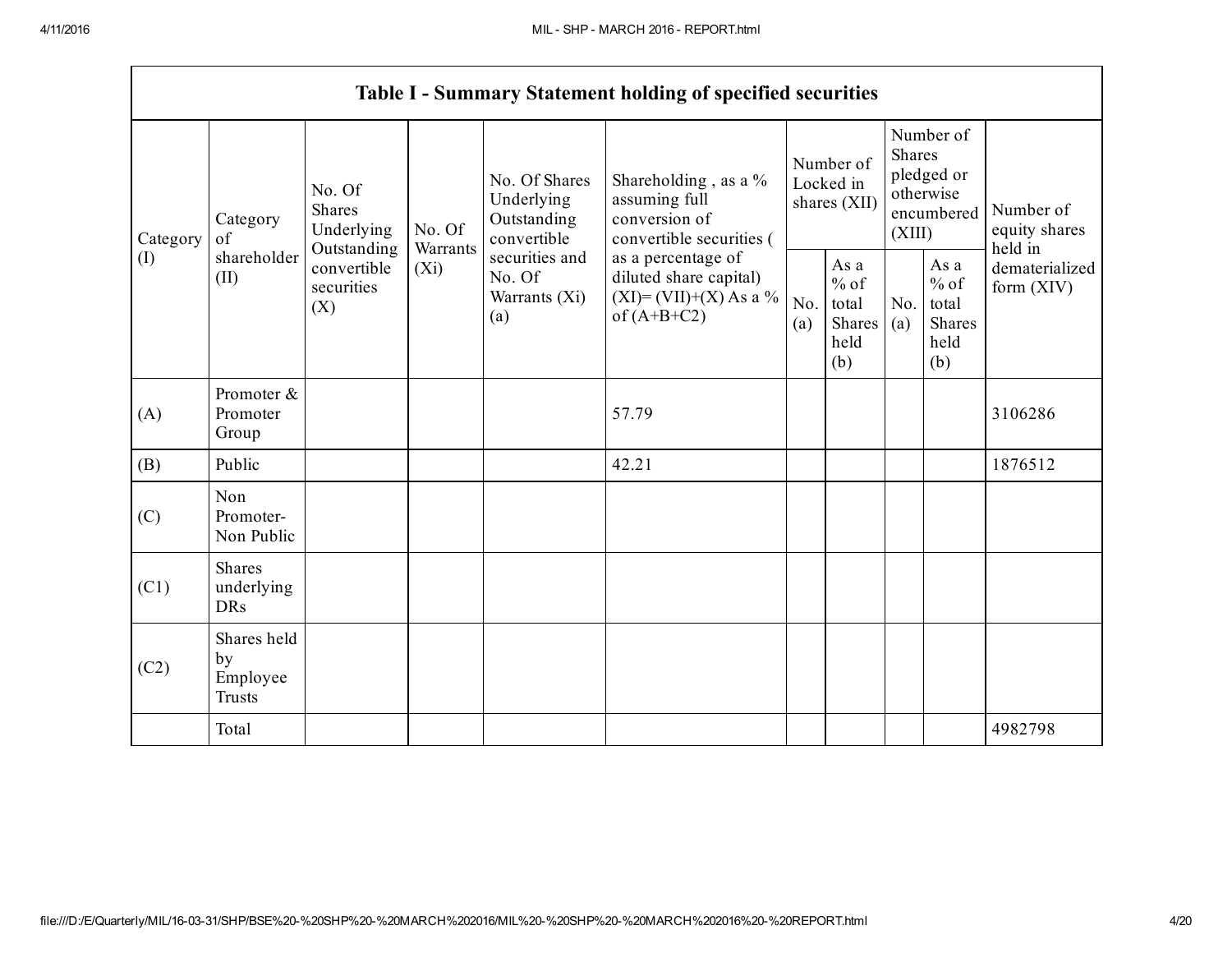| Table I - Summary Statement holding of specified securities | | | | | | | | | | |
|---|---|---|---|---|---|---|---|---|---|---|
| Category (I) | Category of shareholder (II) | No. Of Shares Underlying Outstanding convertible securities (X) | No. Of Warrants (Xi) | No. Of Shares Underlying Outstanding convertible securities and No. Of Warrants (Xi) (a) | Shareholding , as a % assuming full conversion of convertible securities ( as a percentage of diluted share capital) (XI)= (VII)+(X) As a % of (A+B+C2) | Number of Locked in shares (XII) | | Number of Shares pledged or otherwise encumbered (XIII) | | Number of equity shares held in dematerialized form (XIV) |
| | | | | | | No. (a) | As a % of total Shares held (b) | No. (a) | As a % of total Shares held (b) | |
| (A) | Promoter & Promoter Group | | | | 57.79 | | | | | 3106286 |
| (B) | Public | | | | 42.21 | | | | | 1876512 |
| (C) | Non Promoter-Non Public | | | | | | | | | |
| (C1) | Shares underlying DRs | | | | | | | | | |
| (C2) | Shares held by Employee Trusts | | | | | | | | | |
| | Total | | | | | | | | | 4982798 |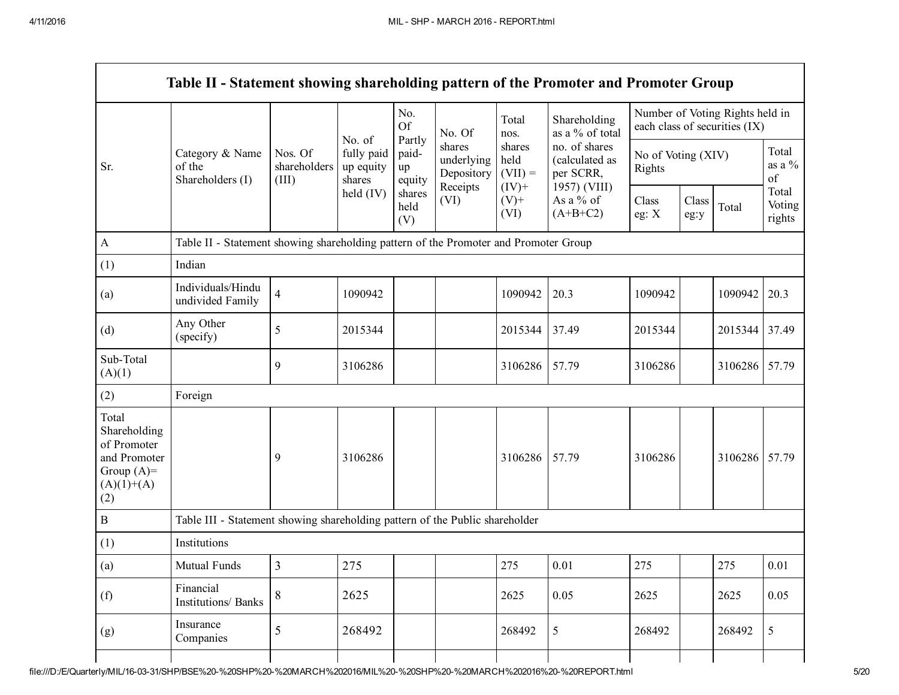| Table II - Statement showing shareholding pattern of the Promoter and Promoter Group | | | | | | | | | | | | |
|---|---|---|---|---|---|---|---|---|---|---|---|---|
| Sr. | Category & Name of the Shareholders (I) | Nos. Of shareholders (III) | No. of fully paid up equity shares held (IV) | No. Of Partly paid-up equity shares held (V) | No. Of shares underlying Depository Receipts (VI) | Total nos. shares held (VII) = (IV)+ (V)+ (VI) | Shareholding as a % of total no. of shares (calculated as per SCRR, 1957) (VIII) As a % of (A+B+C2) | Number of Voting Rights held in each class of securities (IX) | | | |
| | | | | | | | | No of Voting (XIV) Rights | | | Total as a % of Total Voting rights |
| | | | | | | | | Class eg: X | Class eg:y | Total | |
| A | Table II - Statement showing shareholding pattern of the Promoter and Promoter Group | | | | | | | | | | |
| (1) | Indian | | | | | | | | | | |
| (a) | Individuals/Hindu undivided Family | 4 | 1090942 | | | 1090942 | 20.3 | 1090942 | | 1090942 | 20.3 |
| (d) | Any Other (specify) | 5 | 2015344 | | | 2015344 | 37.49 | 2015344 | | 2015344 | 37.49 |
| Sub-Total (A)(1) | | 9 | 3106286 | | | 3106286 | 57.79 | 3106286 | | 3106286 | 57.79 |
| (2) | Foreign | | | | | | | | | | |
| Total Shareholding of Promoter and Promoter Group (A)=(A)(1)+(A)(2) | | 9 | 3106286 | | | 3106286 | 57.79 | 3106286 | | 3106286 | 57.79 |
| B | Table III - Statement showing shareholding pattern of the Public shareholder | | | | | | | | | | |
| (1) | Institutions | | | | | | | | | | |
| (a) | Mutual Funds | 3 | 275 | | | 275 | 0.01 | 275 | | 275 | 0.01 |
| (f) | Financial Institutions/ Banks | 8 | 2625 | | | 2625 | 0.05 | 2625 | | 2625 | 0.05 |
| (g) | Insurance Companies | 5 | 268492 | | | 268492 | 5 | 268492 | | 268492 | 5 |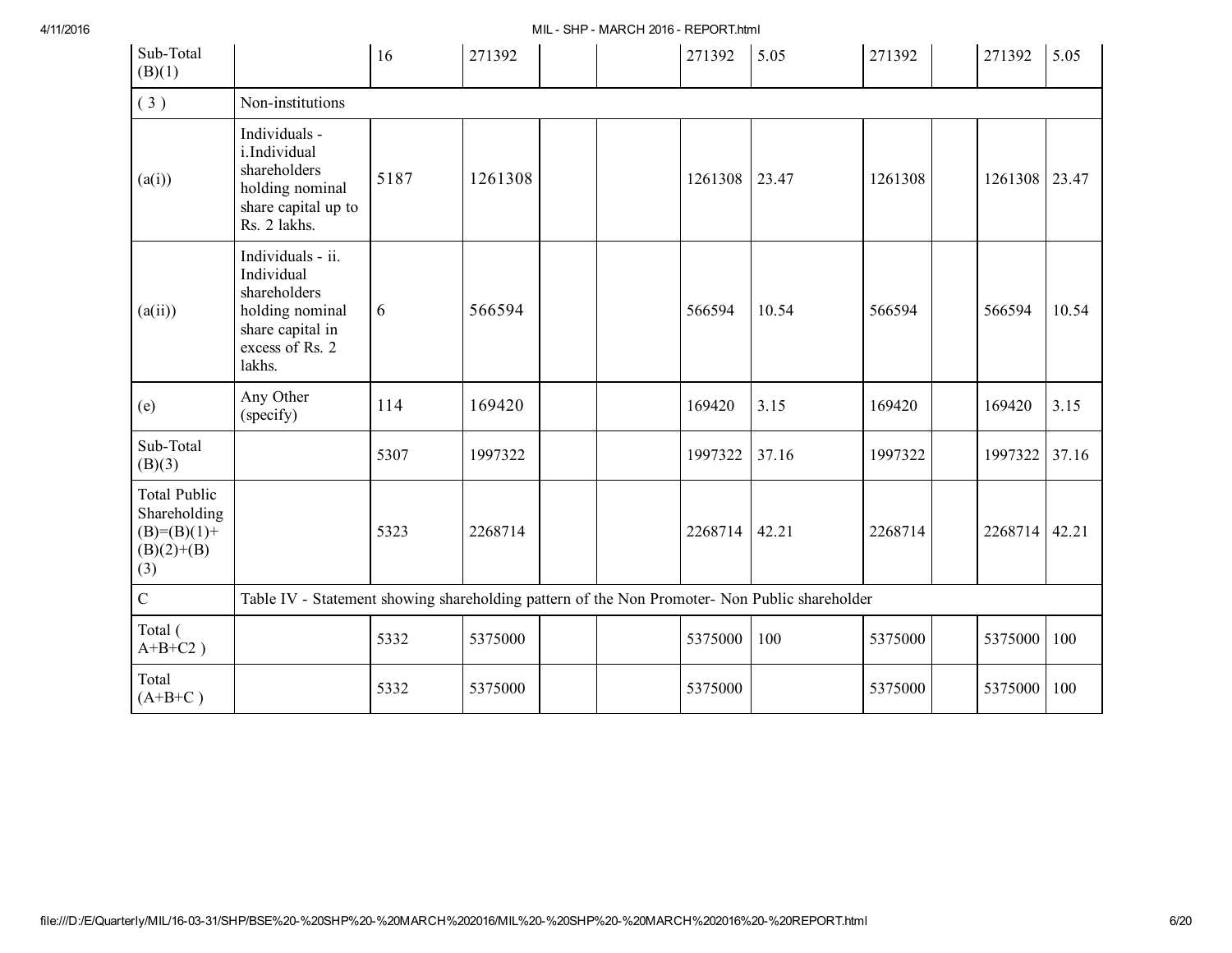| Sub-Total (B)(1) | | 16 | 271392 | | | 271392 | 5.05 | 271392 | | 271392 | 5.05 |
|---|---|---|---|---|---|---|---|---|---|---|---|
| ( 3 ) | Non-institutions | | | | | | | | | | |
| (a(i)) | Individuals - i.Individual shareholders holding nominal share capital up to Rs. 2 lakhs. | 5187 | 1261308 | | | 1261308 | 23.47 | 1261308 | | 1261308 | 23.47 |
| (a(ii)) | Individuals - ii. Individual shareholders holding nominal share capital in excess of Rs. 2 lakhs. | 6 | 566594 | | | 566594 | 10.54 | 566594 | | 566594 | 10.54 |
| (e) | Any Other (specify) | 114 | 169420 | | | 169420 | 3.15 | 169420 | | 169420 | 3.15 |
| Sub-Total (B)(3) | | 5307 | 1997322 | | | 1997322 | 37.16 | 1997322 | | 1997322 | 37.16 |
| Total Public Shareholding (B)=(B)(1)+(B)(2)+(B)(3) | | 5323 | 2268714 | | | 2268714 | 42.21 | 2268714 | | 2268714 | 42.21 |
| C | Table IV - Statement showing shareholding pattern of the Non Promoter- Non Public shareholder | | | | | | | | | | |
| Total ( A+B+C2 ) | | 5332 | 5375000 | | | 5375000 | 100 | 5375000 | | 5375000 | 100 |
| Total (A+B+C ) | | 5332 | 5375000 | | | 5375000 | | 5375000 | | 5375000 | 100 |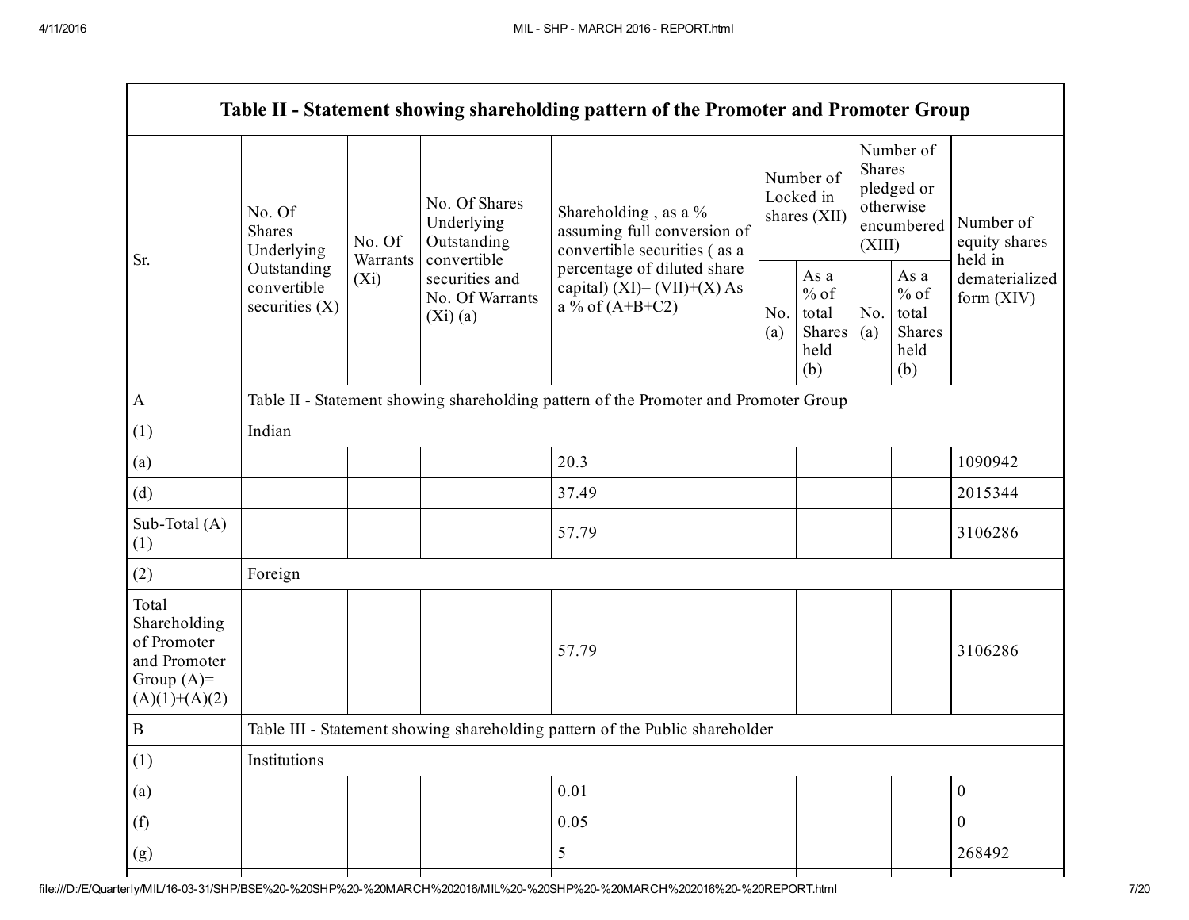| Table II - Statement showing shareholding pattern of the Promoter and Promoter Group | | | | | | | | | |
|---|---|---|---|---|---|---|---|---|---|
| Sr. | No. Of Shares Underlying Outstanding convertible securities (X) | No. Of Warrants (Xi) | No. Of Shares Underlying Outstanding convertible securities and No. Of Warrants (Xi) (a) | Shareholding , as a % assuming full conversion of convertible securities ( as a percentage of diluted share capital) (XI)= (VII)+(X) As a % of (A+B+C2) | Number of Locked in shares (XII) | | Number of Shares pledged or otherwise encumbered (XIII) | | Number of equity shares held in dematerialized form (XIV) |
| | | | | | No. (a) | As a % of total Shares held (b) | No. (a) | As a % of total Shares held (b) | |
| A | Table II - Statement showing shareholding pattern of the Promoter and Promoter Group | | | | | | | | |
| (1) | Indian | | | | | | | | |
| (a) | | | | 20.3 | | | | | 1090942 |
| (d) | | | | 37.49 | | | | | 2015344 |
| Sub-Total (A) (1) | | | | 57.79 | | | | | 3106286 |
| (2) | Foreign | | | | | | | | |
| Total Shareholding of Promoter and Promoter Group (A)= (A)(1)+(A)(2) | | | | 57.79 | | | | | 3106286 |
| B | Table III - Statement showing shareholding pattern of the Public shareholder | | | | | | | | |
| (1) | Institutions | | | | | | | | |
| (a) | | | | 0.01 | | | | | 0 |
| (f) | | | | 0.05 | | | | | 0 |
| (g) | | | | 5 | | | | | 268492 |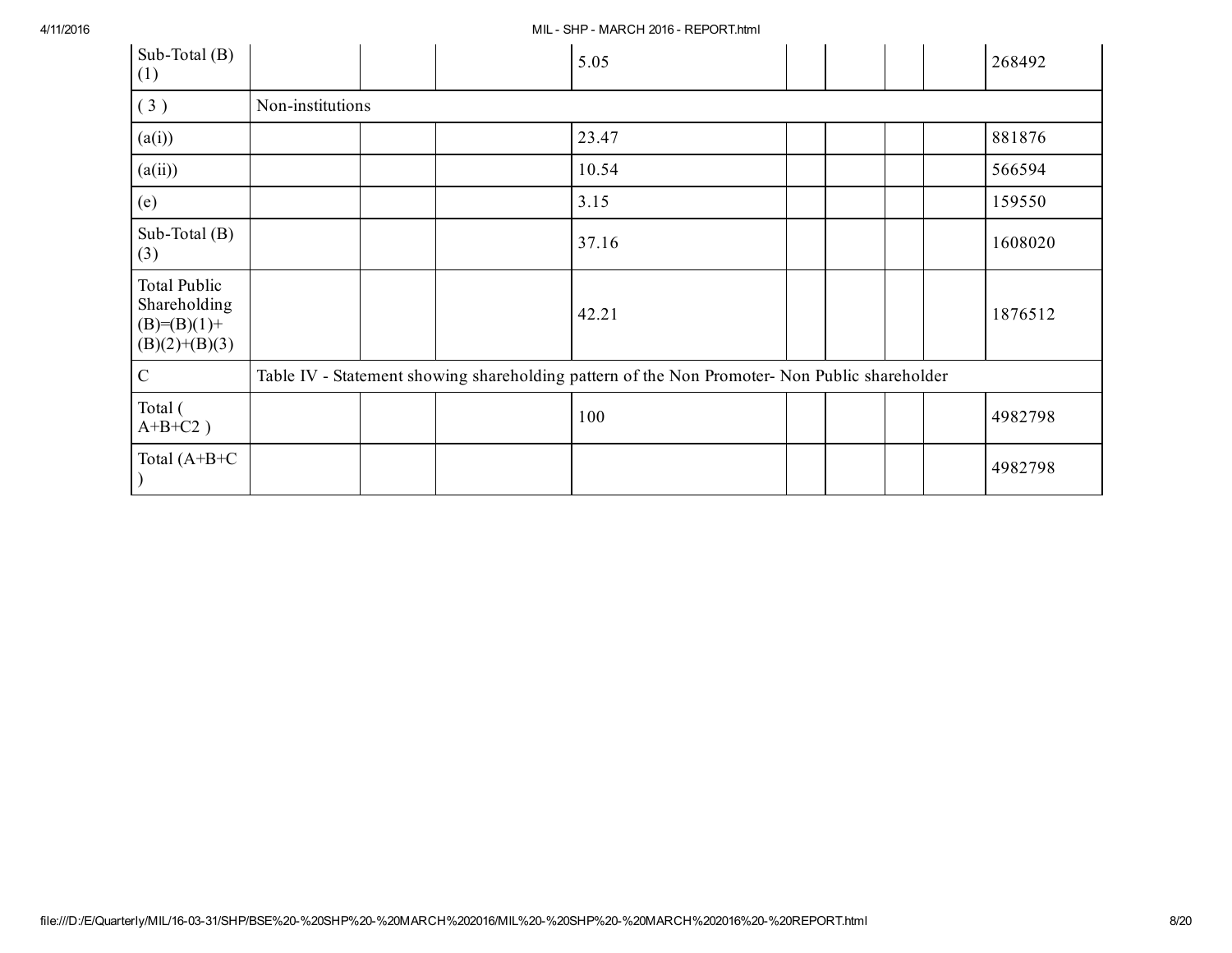| | | | | | | | | |
|---|---|---|---|---|---|---|---|---|
| Sub-Total (B)(1) | | | 5.05 | | | | | 268492 |
| ( 3 ) | Non-institutions | | | | | | | |
| (a(i)) | | | 23.47 | | | | | 881876 |
| (a(ii)) | | | 10.54 | | | | | 566594 |
| (e) | | | 3.15 | | | | | 159550 |
| Sub-Total (B)(3) | | | 37.16 | | | | | 1608020 |
| Total Public Shareholding (B)=(B)(1)+(B)(2)+(B)(3) | | | 42.21 | | | | | 1876512 |
| C | Table IV - Statement showing shareholding pattern of the Non Promoter- Non Public shareholder | | | | | | | |
| Total ( A+B+C2 ) | | | 100 | | | | | 4982798 |
| Total (A+B+C ) | | | | | | | | 4982798 |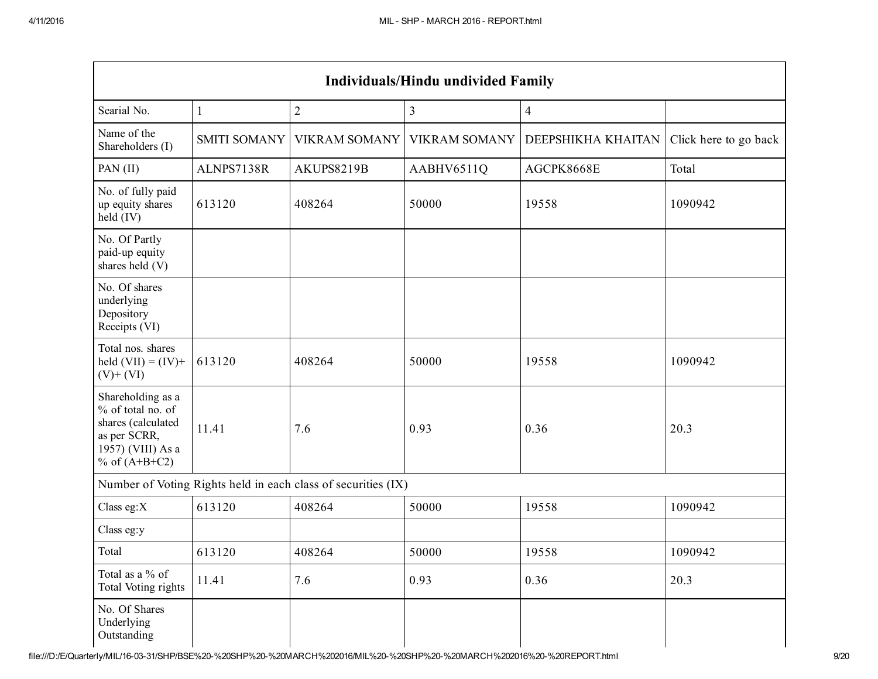| Individuals/Hindu undivided Family | | | | | |
|---|---|---|---|---|---|
| Searial No. | 1 | 2 | 3 | 4 | |
| Name of the Shareholders (I) | SMITI SOMANY | VIKRAM SOMANY | VIKRAM SOMANY | DEEPSHIKHA KHAITAN | Click here to go back |
| PAN (II) | ALNPS7138R | AKUPS8219B | AABHV6511Q | AGCPK8668E | Total |
| No. of fully paid up equity shares held (IV) | 613120 | 408264 | 50000 | 19558 | 1090942 |
| No. Of Partly paid-up equity shares held (V) | | | | | |
| No. Of shares underlying Depository Receipts (VI) | | | | | |
| Total nos. shares held (VII) = (IV)+ (V)+ (VI) | 613120 | 408264 | 50000 | 19558 | 1090942 |
| Shareholding as a % of total no. of shares (calculated as per SCRR, 1957) (VIII) As a % of (A+B+C2) | 11.41 | 7.6 | 0.93 | 0.36 | 20.3 |
| Number of Voting Rights held in each class of securities (IX) | | | | | |
| Class eg:X | 613120 | 408264 | 50000 | 19558 | 1090942 |
| Class eg:y | | | | | |
| Total | 613120 | 408264 | 50000 | 19558 | 1090942 |
| Total as a % of Total Voting rights | 11.41 | 7.6 | 0.93 | 0.36 | 20.3 |
| No. Of Shares Underlying Outstanding | | | | | |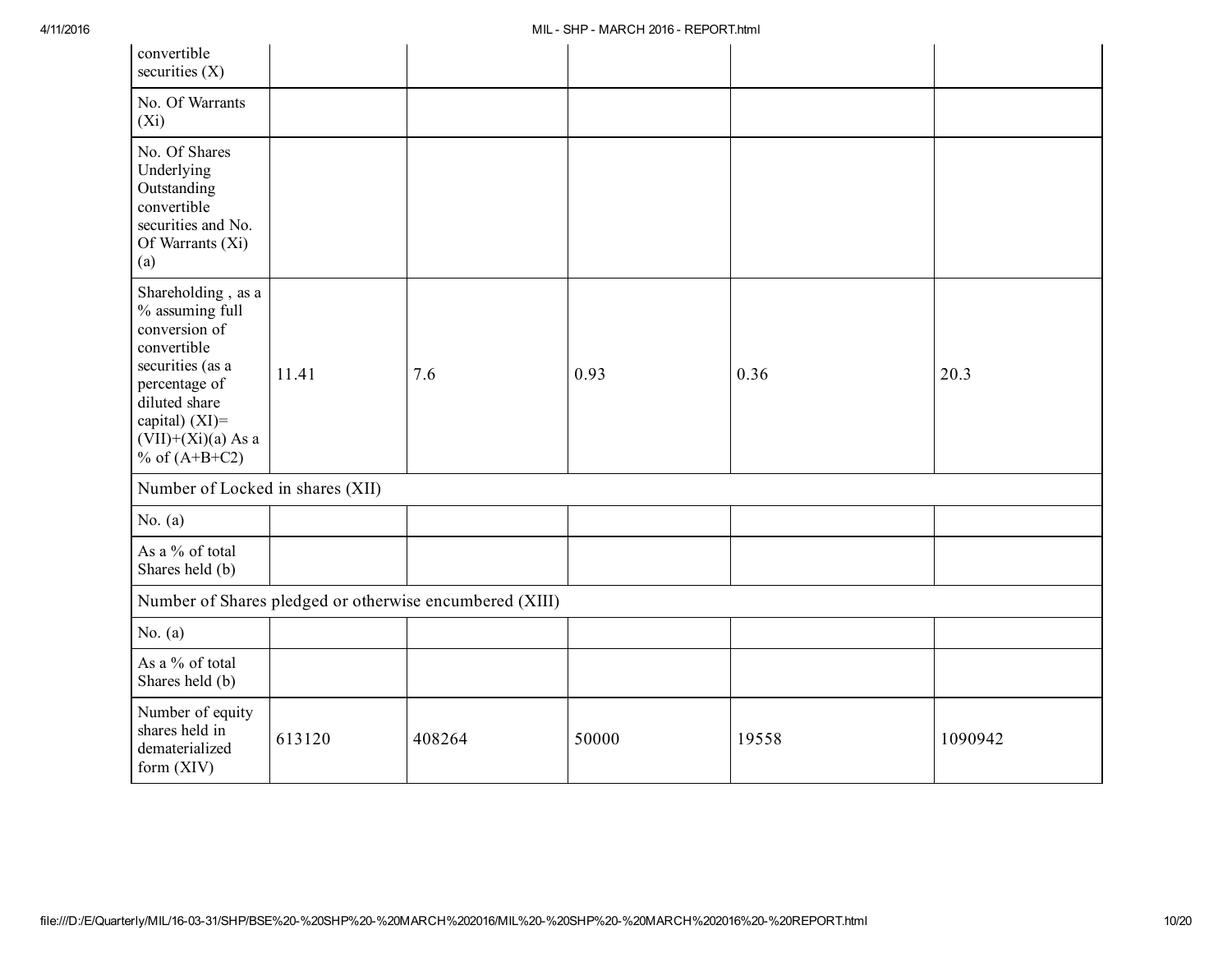| | | | | | |
|---|---|---|---|---|---|
| convertible securities (X) | | | | | |
| No. Of Warrants (Xi) | | | | | |
| No. Of Shares Underlying Outstanding convertible securities and No. Of Warrants (Xi) (a) | | | | | |
| Shareholding , as a % assuming full conversion of convertible securities (as a percentage of diluted share capital) (XI)= (VII)+(Xi)(a) As a % of (A+B+C2) | 11.41 | 7.6 | 0.93 | 0.36 | 20.3 |
| Number of Locked in shares (XII) | | | | | |
| No. (a) | | | | | |
| As a % of total Shares held (b) | | | | | |
| Number of Shares pledged or otherwise encumbered (XIII) | | | | | |
| No. (a) | | | | | |
| As a % of total Shares held (b) | | | | | |
| Number of equity shares held in dematerialized form (XIV) | 613120 | 408264 | 50000 | 19558 | 1090942 |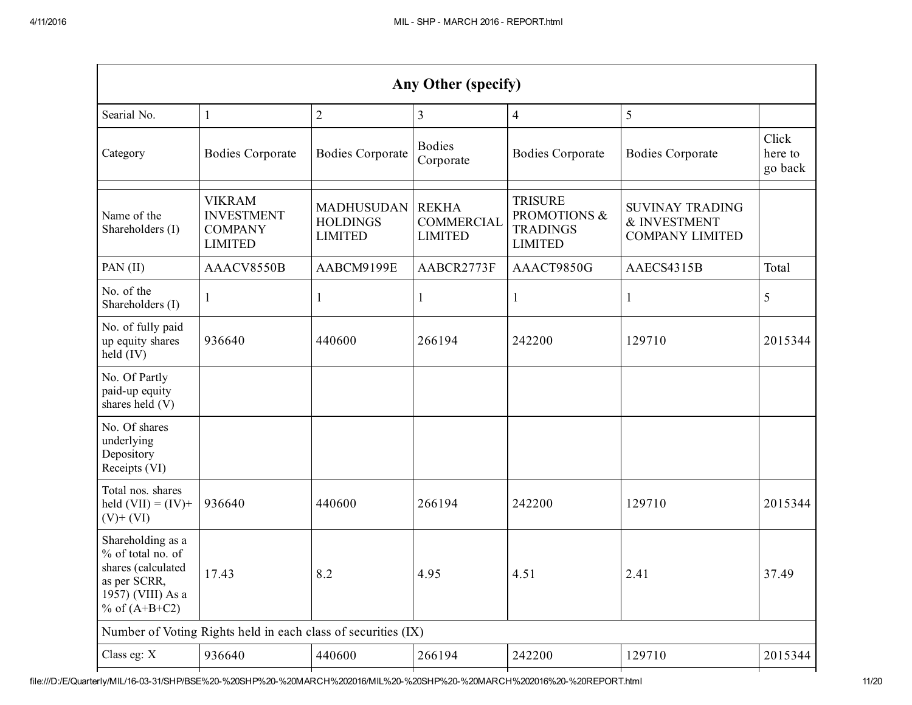| Any Other (specify) | | | | | | |
|---|---|---|---|---|---|---|
| Searial No. | 1 | 2 | 3 | 4 | 5 | |
| Category | Bodies Corporate | Bodies Corporate | Bodies Corporate | Bodies Corporate | Bodies Corporate | Click here to go back |
| | | | | | | |
| Name of the Shareholders (I) | VIKRAM INVESTMENT COMPANY LIMITED | MADHUSUDAN HOLDINGS LIMITED | REKHA COMMERCIAL LIMITED | TRISURE PROMOTIONS & TRADINGS LIMITED | SUVINAY TRADING & INVESTMENT COMPANY LIMITED | |
| PAN (II) | AAACV8550B | AABCM9199E | AABCR2773F | AAACT9850G | AAECS4315B | Total |
| No. of the Shareholders (I) | 1 | 1 | 1 | 1 | 1 | 5 |
| No. of fully paid up equity shares held (IV) | 936640 | 440600 | 266194 | 242200 | 129710 | 2015344 |
| No. Of Partly paid-up equity shares held (V) | | | | | | |
| No. Of shares underlying Depository Receipts (VI) | | | | | | |
| Total nos. shares held (VII) = (IV)+ (V)+ (VI) | 936640 | 440600 | 266194 | 242200 | 129710 | 2015344 |
| Shareholding as a % of total no. of shares (calculated as per SCRR, 1957) (VIII) As a % of (A+B+C2) | 17.43 | 8.2 | 4.95 | 4.51 | 2.41 | 37.49 |
| Number of Voting Rights held in each class of securities (IX) | | | | | | |
| Class eg: X | 936640 | 440600 | 266194 | 242200 | 129710 | 2015344 |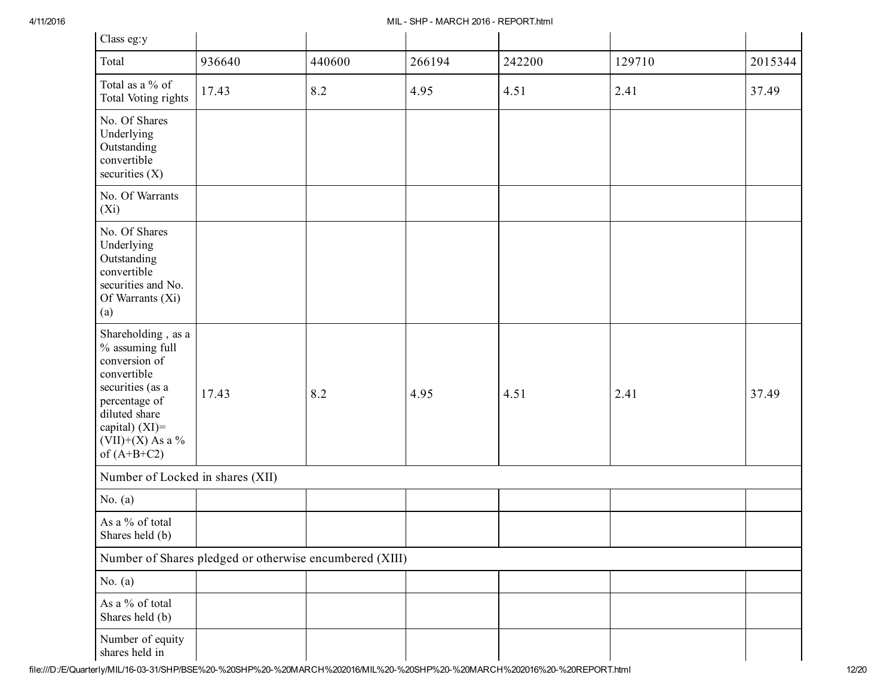| Class eg:y | | | | | | |
|---|---|---|---|---|---|---|
| Total | 936640 | 440600 | 266194 | 242200 | 129710 | 2015344 |
| Total as a % of Total Voting rights | 17.43 | 8.2 | 4.95 | 4.51 | 2.41 | 37.49 |
| No. Of Shares Underlying Outstanding convertible securities (X) | | | | | | |
| No. Of Warrants (Xi) | | | | | | |
| No. Of Shares Underlying Outstanding convertible securities and No. Of Warrants (Xi) (a) | | | | | | |
| Shareholding , as a % assuming full conversion of convertible securities (as a percentage of diluted share capital) (XI)= (VII)+(X) As a % of (A+B+C2) | 17.43 | 8.2 | 4.95 | 4.51 | 2.41 | 37.49 |
| Number of Locked in shares (XII) | | | | | | |
| No. (a) | | | | | | |
| As a % of total Shares held (b) | | | | | | |
| Number of Shares pledged or otherwise encumbered (XIII) | | | | | | |
| No. (a) | | | | | | |
| As a % of total Shares held (b) | | | | | | |
| Number of equity shares held in | | | | | | |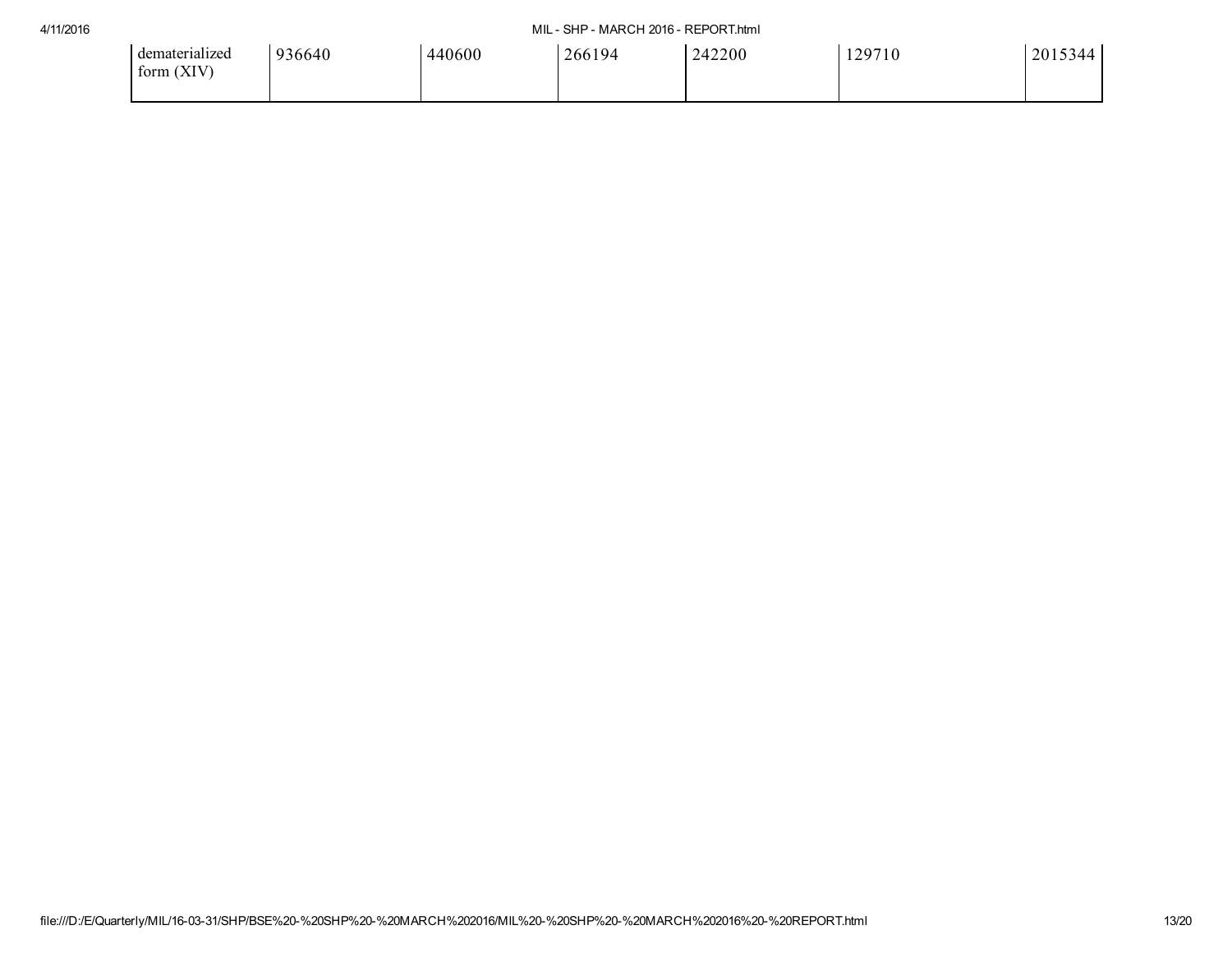| dematerialized form (XIV) | 936640 | 440600 | 266194 | 242200 | 129710 | 2015344 |
|---|---|---|---|---|---|---|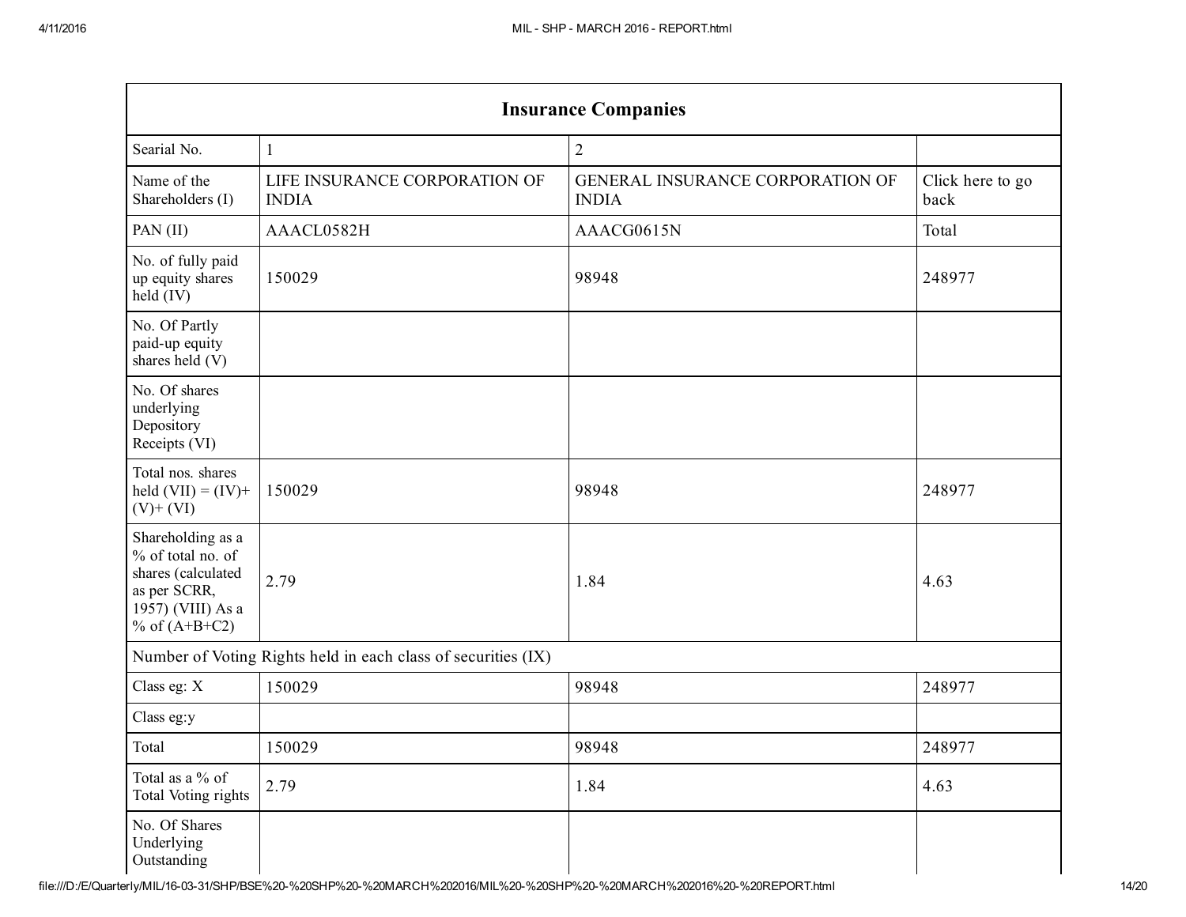| Insurance Companies | | | |
|---|---|---|---|
| Searial No. | 1 | 2 | |
| Name of the Shareholders (I) | LIFE INSURANCE CORPORATION OF INDIA | GENERAL INSURANCE CORPORATION OF INDIA | Click here to go back |
| PAN (II) | AAACL0582H | AAACG0615N | Total |
| No. of fully paid up equity shares held (IV) | 150029 | 98948 | 248977 |
| No. Of Partly paid-up equity shares held (V) | | | |
| No. Of shares underlying Depository Receipts (VI) | | | |
| Total nos. shares held (VII) = (IV)+ (V)+ (VI) | 150029 | 98948 | 248977 |
| Shareholding as a % of total no. of shares (calculated as per SCRR, 1957) (VIII) As a % of (A+B+C2) | 2.79 | 1.84 | 4.63 |
| Number of Voting Rights held in each class of securities (IX) | | | |
| Class eg: X | 150029 | 98948 | 248977 |
| Class eg:y | | | |
| Total | 150029 | 98948 | 248977 |
| Total as a % of Total Voting rights | 2.79 | 1.84 | 4.63 |
| No. Of Shares Underlying Outstanding | | | |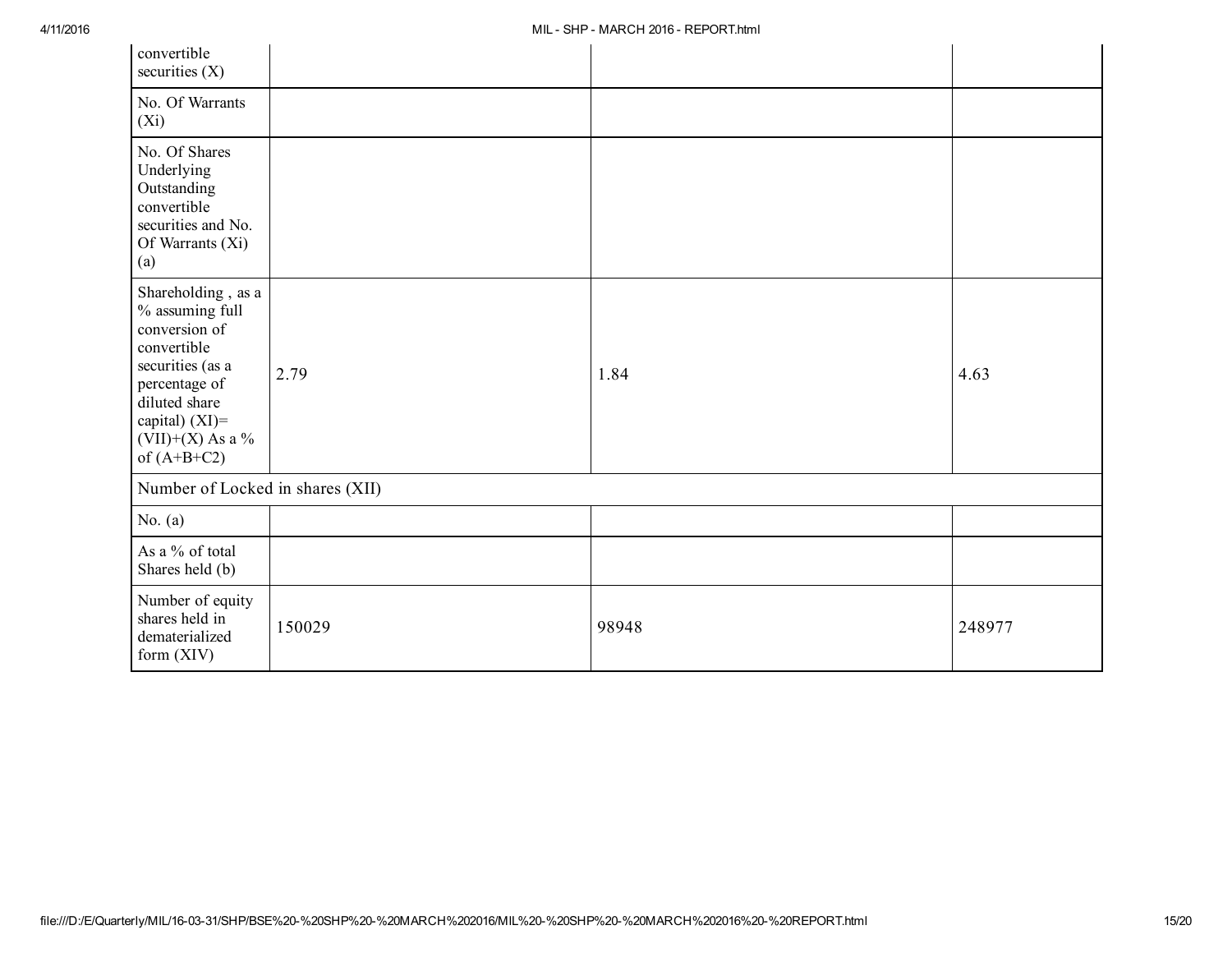| | | | |
|---|---|---|---|
| convertible securities (X) | | | |
| No. Of Warrants (Xi) | | | |
| No. Of Shares Underlying Outstanding convertible securities and No. Of Warrants (Xi) (a) | | | |
| Shareholding , as a % assuming full conversion of convertible securities (as a percentage of diluted share capital) (XI)= (VII)+(X) As a % of (A+B+C2) | 2.79 | 1.84 | 4.63 |
| Number of Locked in shares (XII) | | | |
| No. (a) | | | |
| As a % of total Shares held (b) | | | |
| Number of equity shares held in dematerialized form (XIV) | 150029 | 98948 | 248977 |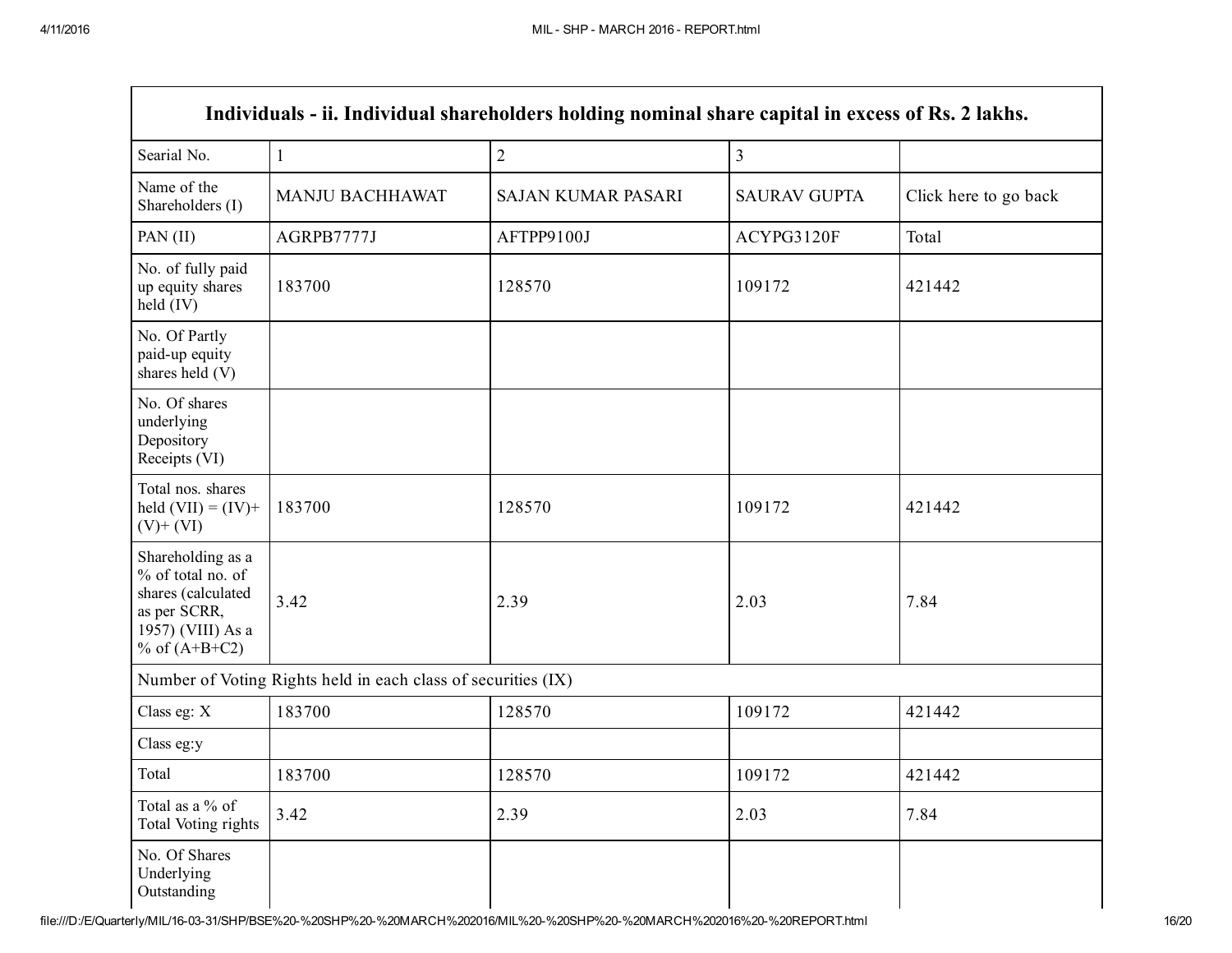| Individuals - ii. Individual shareholders holding nominal share capital in excess of Rs. 2 lakhs. | | | | |
|---|---|---|---|---|
| Searial No. | 1 | 2 | 3 | |
| Name of the Shareholders (I) | MANJU BACHHAWAT | SAJAN KUMAR PASARI | SAURAV GUPTA | Click here to go back |
| PAN (II) | AGRPB7777J | AFTPP9100J | ACYPG3120F | Total |
| No. of fully paid up equity shares held (IV) | 183700 | 128570 | 109172 | 421442 |
| No. Of Partly paid-up equity shares held (V) | | | | |
| No. Of shares underlying Depository Receipts (VI) | | | | |
| Total nos. shares held (VII) = (IV)+ (V)+ (VI) | 183700 | 128570 | 109172 | 421442 |
| Shareholding as a % of total no. of shares (calculated as per SCRR, 1957) (VIII) As a % of (A+B+C2) | 3.42 | 2.39 | 2.03 | 7.84 |
| Number of Voting Rights held in each class of securities (IX) | | | | |
| Class eg: X | 183700 | 128570 | 109172 | 421442 |
| Class eg:y | | | | |
| Total | 183700 | 128570 | 109172 | 421442 |
| Total as a % of Total Voting rights | 3.42 | 2.39 | 2.03 | 7.84 |
| No. Of Shares Underlying Outstanding | | | | |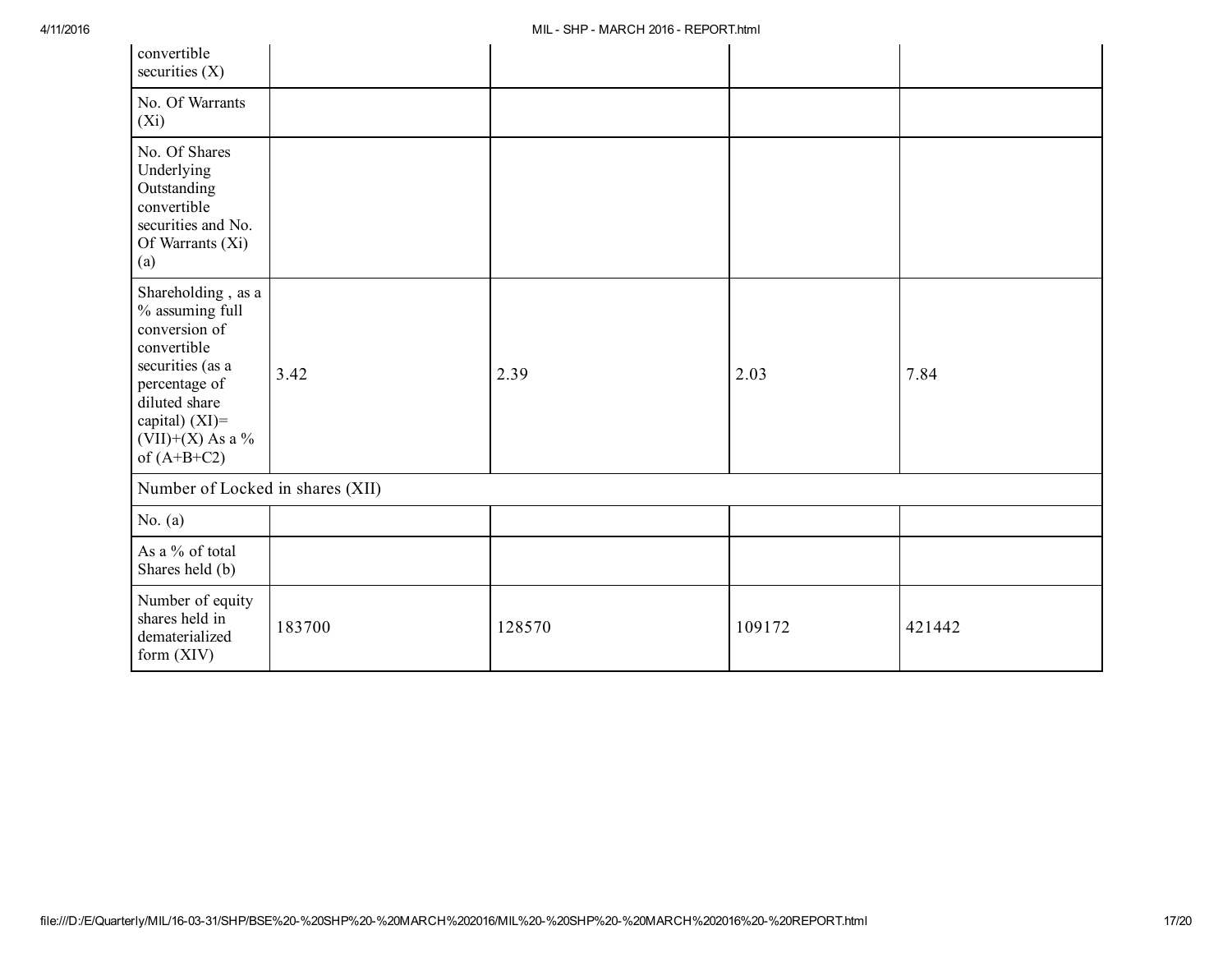| | | | | |
|---|---|---|---|---|
| convertible securities (X) | | | | |
| No. Of Warrants (Xi) | | | | |
| No. Of Shares Underlying Outstanding convertible securities and No. Of Warrants (Xi) (a) | | | | |
| Shareholding , as a % assuming full conversion of convertible securities (as a percentage of diluted share capital) (XI)= (VII)+(X) As a % of (A+B+C2) | 3.42 | 2.39 | 2.03 | 7.84 |
| Number of Locked in shares (XII) | | | | |
| No. (a) | | | | |
| As a % of total Shares held (b) | | | | |
| Number of equity shares held in dematerialized form (XIV) | 183700 | 128570 | 109172 | 421442 |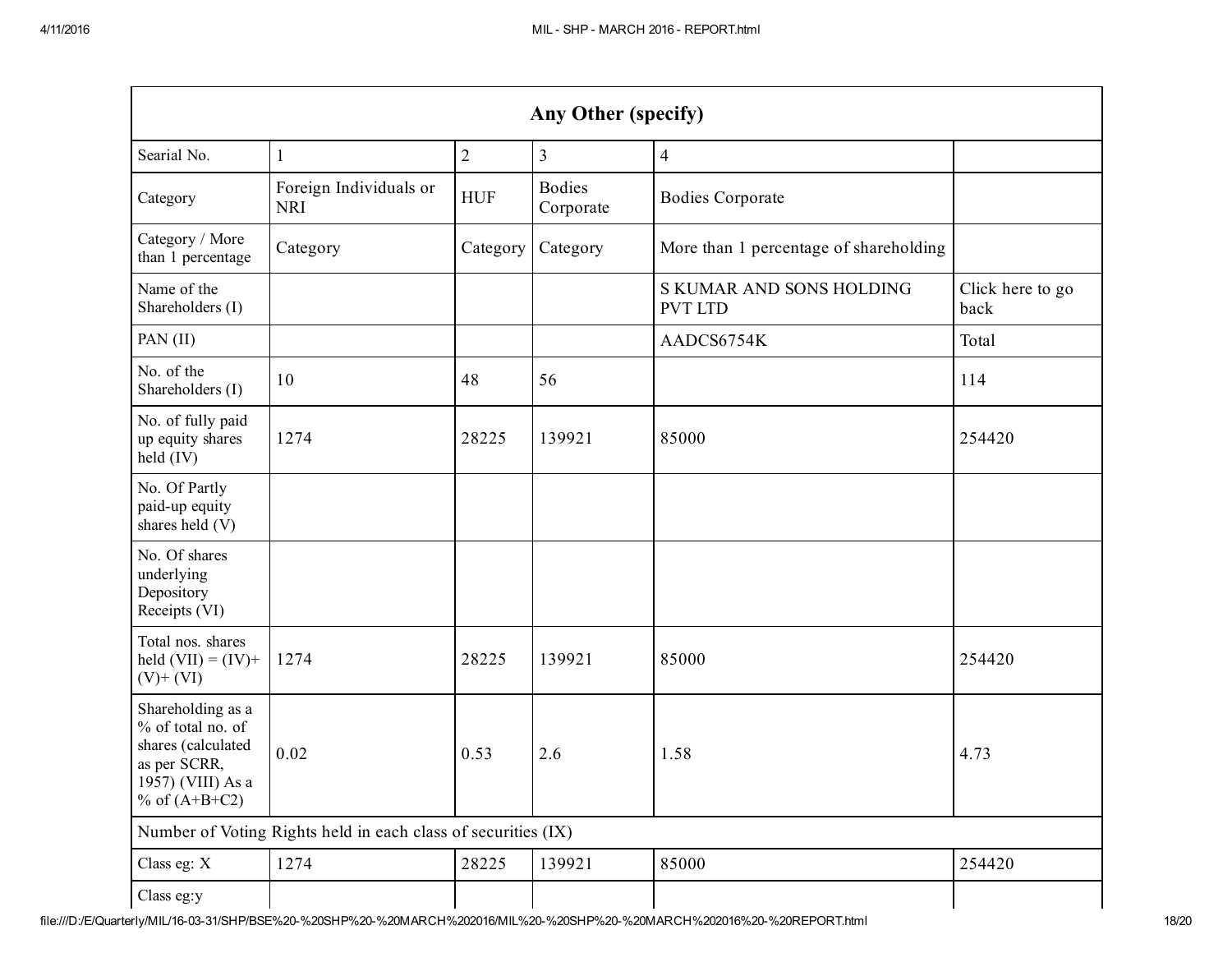| Any Other (specify) | | | | | |
|---|---|---|---|---|---|
| Searial No. | 1 | 2 | 3 | 4 | |
| Category | Foreign Individuals or NRI | HUF | Bodies Corporate | Bodies Corporate | |
| Category / More than 1 percentage | Category | Category | Category | More than 1 percentage of shareholding | |
| Name of the Shareholders (I) | | | | S KUMAR AND SONS HOLDING PVT LTD | Click here to go back |
| PAN (II) | | | | AADCS6754K | Total |
| No. of the Shareholders (I) | 10 | 48 | 56 | | 114 |
| No. of fully paid up equity shares held (IV) | 1274 | 28225 | 139921 | 85000 | 254420 |
| No. Of Partly paid-up equity shares held (V) | | | | | |
| No. Of shares underlying Depository Receipts (VI) | | | | | |
| Total nos. shares held (VII) = (IV)+ (V)+ (VI) | 1274 | 28225 | 139921 | 85000 | 254420 |
| Shareholding as a % of total no. of shares (calculated as per SCRR, 1957) (VIII) As a % of (A+B+C2) | 0.02 | 0.53 | 2.6 | 1.58 | 4.73 |
| Number of Voting Rights held in each class of securities (IX) | | | | | |
| Class eg: X | 1274 | 28225 | 139921 | 85000 | 254420 |
| Class eg:y | | | | | |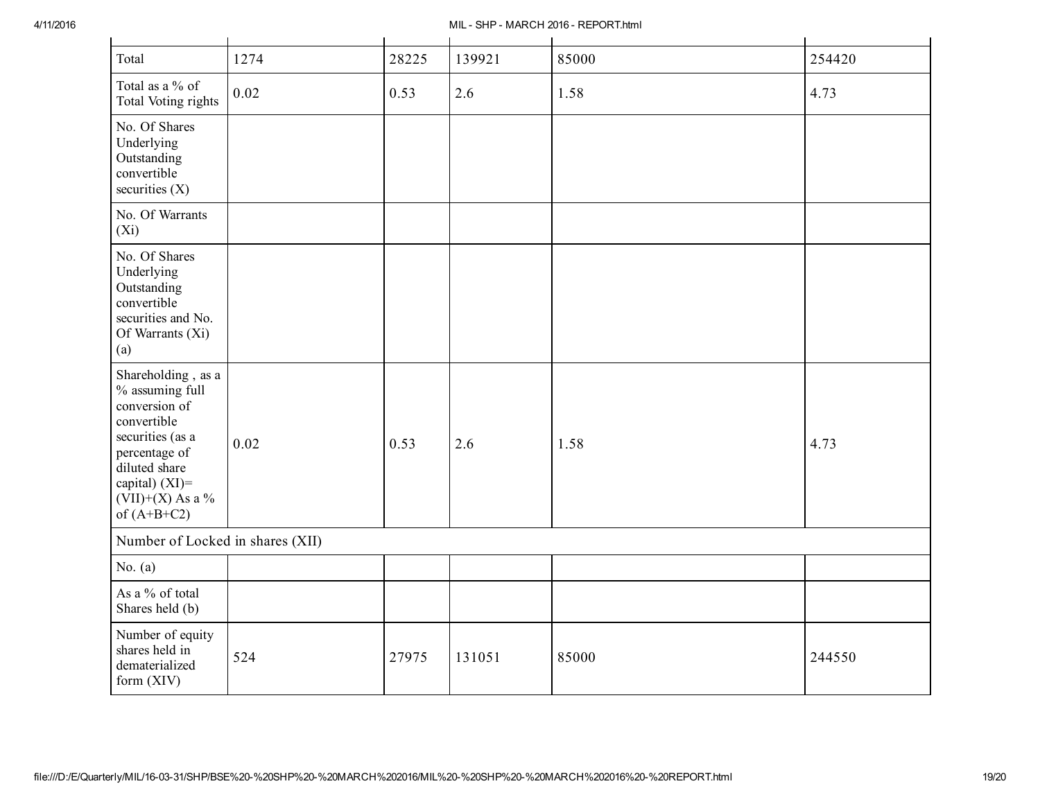| | | | | | |
|---|---|---|---|---|---|
| Total | 1274 | 28225 | 139921 | 85000 | 254420 |
| Total as a % of Total Voting rights | 0.02 | 0.53 | 2.6 | 1.58 | 4.73 |
| No. Of Shares Underlying Outstanding convertible securities (X) | | | | | |
| No. Of Warrants (Xi) | | | | | |
| No. Of Shares Underlying Outstanding convertible securities and No. Of Warrants (Xi) (a) | | | | | |
| Shareholding , as a % assuming full conversion of convertible securities (as a percentage of diluted share capital) (XI)= (VII)+(X) As a % of (A+B+C2) | 0.02 | 0.53 | 2.6 | 1.58 | 4.73 |
| Number of Locked in shares (XII) | | | | | |
| No. (a) | | | | | |
| As a % of total Shares held (b) | | | | | |
| Number of equity shares held in dematerialized form (XIV) | 524 | 27975 | 131051 | 85000 | 244550 |